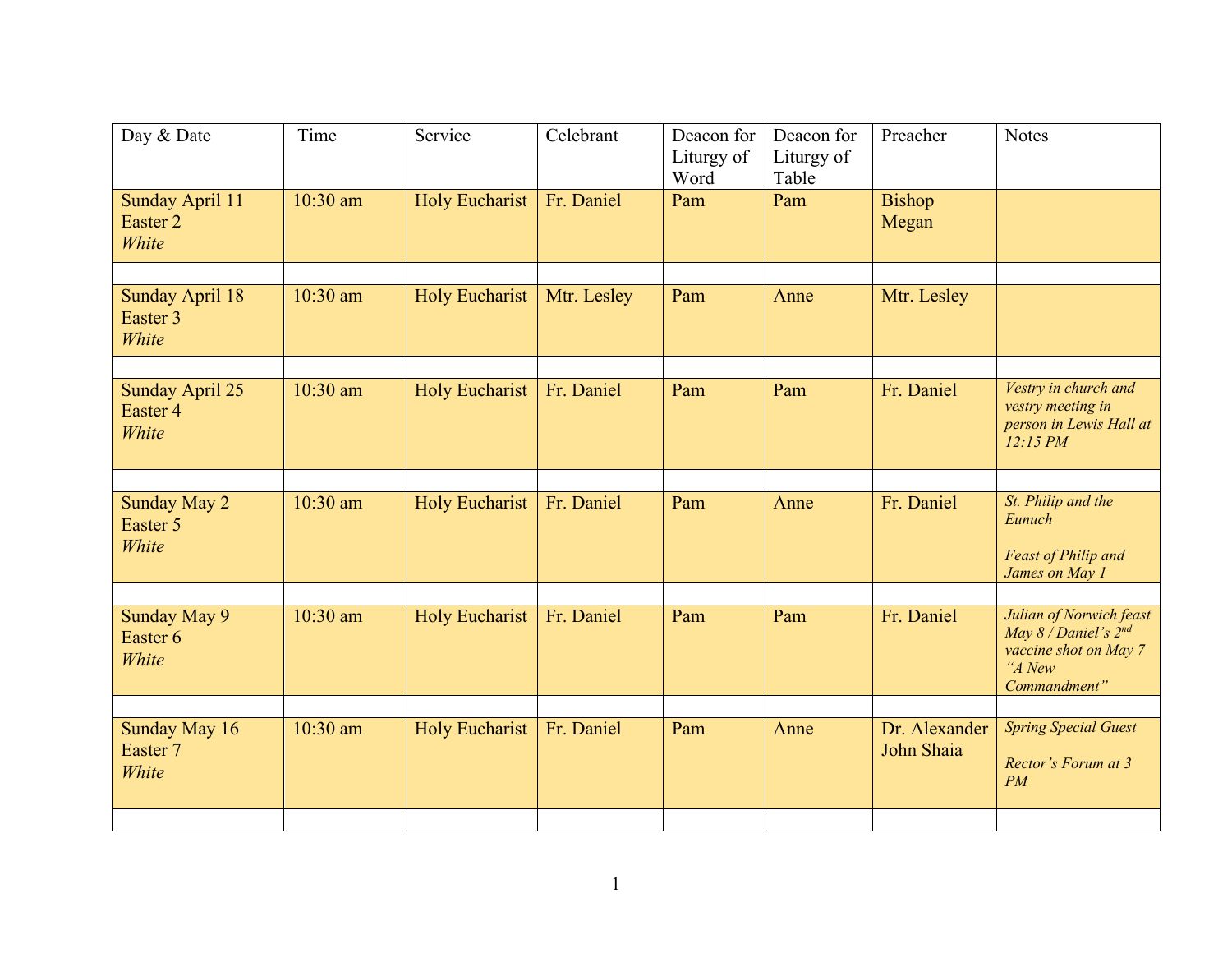| Day & Date | Time | Service | Celebrant | Deacon for Liturgy of Word | Deacon for Liturgy of Table | Preacher | Notes |
|---|---|---|---|---|---|---|---|
| Sunday April 11 Easter 2 *White* | 10:30 am | Holy Eucharist | Fr. Daniel | Pam | Pam | Bishop Megan | |
| | | | | | | | |
| Sunday April 18 Easter 3 *White* | 10:30 am | Holy Eucharist | Mtr. Lesley | Pam | Anne | Mtr. Lesley | |
| | | | | | | | |
| Sunday April 25 Easter 4 *White* | 10:30 am | Holy Eucharist | Fr. Daniel | Pam | Pam | Fr. Daniel | *Vestry in church and vestry meeting in person in Lewis Hall at 12:15 PM* |
| | | | | | | | |
| Sunday May 2 Easter 5 *White* | 10:30 am | Holy Eucharist | Fr. Daniel | Pam | Anne | Fr. Daniel | *St. Philip and the Eunuch* <br><br> *Feast of Philip and James on May 1* |
| | | | | | | | |
| Sunday May 9 Easter 6 *White* | 10:30 am | Holy Eucharist | Fr. Daniel | Pam | Pam | Fr. Daniel | *Julian of Norwich feast May 8 / Daniel's 2nd vaccine shot on May 7 "A New Commandment"* |
| | | | | | | | |
| Sunday May 16 Easter 7 *White* | 10:30 am | Holy Eucharist | Fr. Daniel | Pam | Anne | Dr. Alexander John Shaia | *Spring Special Guest* <br><br> *Rector's Forum at 3 PM* |
| | | | | | | | |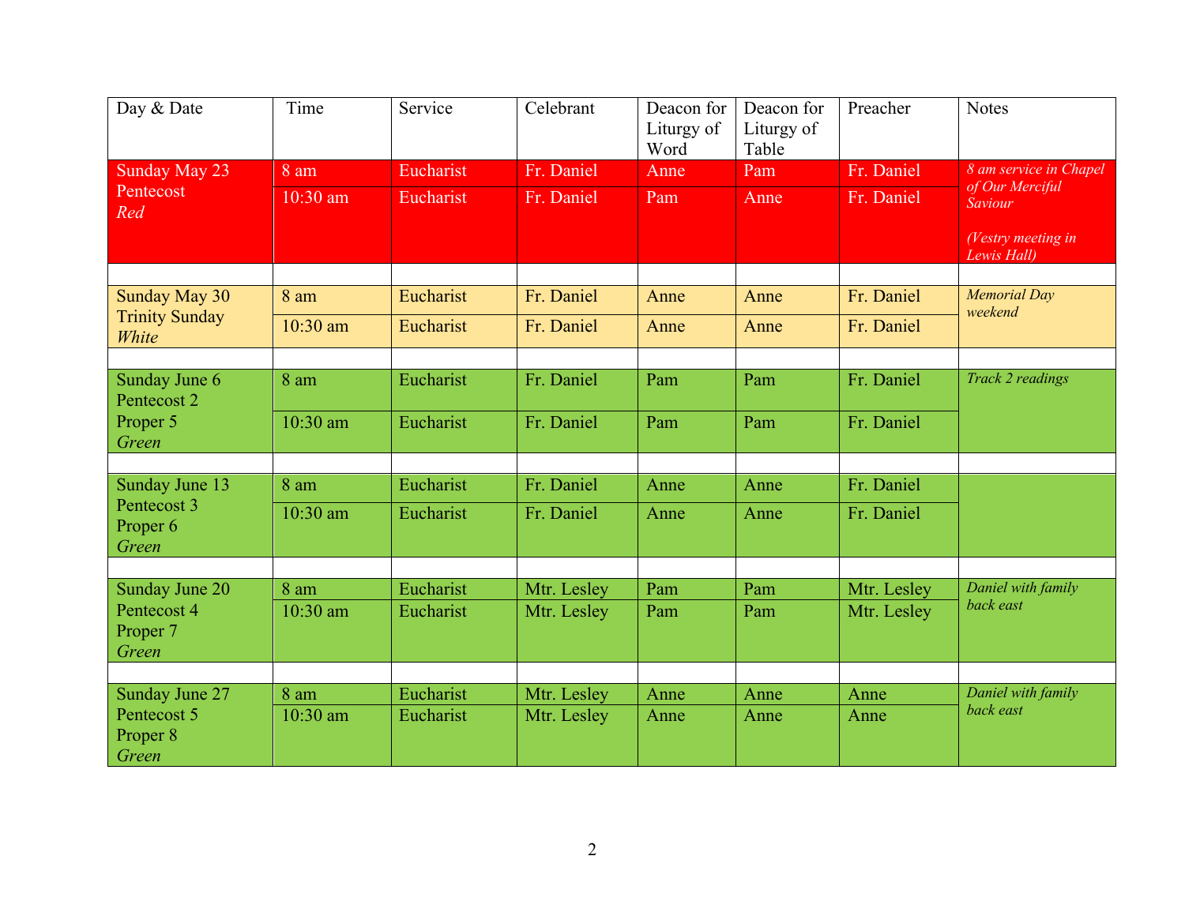| Day & Date | Time | Service | Celebrant | Deacon for Liturgy of Word | Deacon for Liturgy of Table | Preacher | Notes |
|---|---|---|---|---|---|---|---|
| Sunday May 23 Pentecost *Red* | 8 am | Eucharist | Fr. Daniel | Anne | Pam | Fr. Daniel | *8 am service in Chapel of Our Merciful Saviour* *(Vestry meeting in Lewis Hall)* |
| | 10:30 am | Eucharist | Fr. Daniel | Pam | Anne | Fr. Daniel | |
| | | | | | | | |
| Sunday May 30 Trinity Sunday *White* | 8 am | Eucharist | Fr. Daniel | Anne | Anne | Fr. Daniel | *Memorial Day weekend* |
| | 10:30 am | Eucharist | Fr. Daniel | Anne | Anne | Fr. Daniel | |
| | | | | | | | |
| Sunday June 6 Pentecost 2 Proper 5 *Green* | 8 am | Eucharist | Fr. Daniel | Pam | Pam | Fr. Daniel | *Track 2 readings* |
| | 10:30 am | Eucharist | Fr. Daniel | Pam | Pam | Fr. Daniel | |
| | | | | | | | |
| Sunday June 13 Pentecost 3 Proper 6 *Green* | 8 am | Eucharist | Fr. Daniel | Anne | Anne | Fr. Daniel | |
| | 10:30 am | Eucharist | Fr. Daniel | Anne | Anne | Fr. Daniel | |
| | | | | | | | |
| Sunday June 20 Pentecost 4 Proper 7 *Green* | 8 am | Eucharist | Mtr. Lesley | Pam | Pam | Mtr. Lesley | *Daniel with family back east* |
| | 10:30 am | Eucharist | Mtr. Lesley | Pam | Pam | Mtr. Lesley | |
| | | | | | | | |
| Sunday June 27 Pentecost 5 Proper 8 *Green* | 8 am | Eucharist | Mtr. Lesley | Anne | Anne | Anne | *Daniel with family back east* |
| | 10:30 am | Eucharist | Mtr. Lesley | Anne | Anne | Anne | |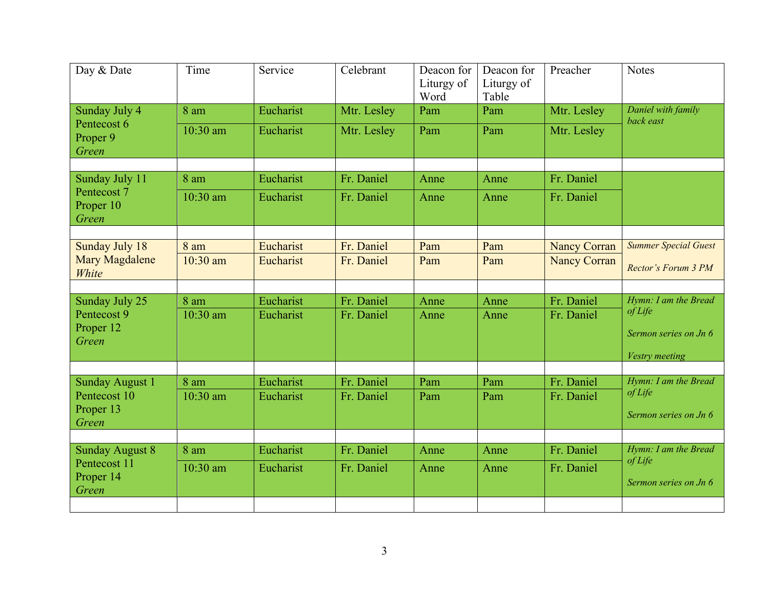| Day & Date | Time | Service | Celebrant | Deacon for Liturgy of Word | Deacon for Liturgy of Table | Preacher | Notes |
|---|---|---|---|---|---|---|---|
| Sunday July 4<br>Pentecost 6<br>Proper 9<br>*Green* | 8 am | Eucharist | Mtr. Lesley | Pam | Pam | Mtr. Lesley | *Daniel with family back east* |
| | 10:30 am | Eucharist | Mtr. Lesley | Pam | Pam | Mtr. Lesley | |
| | | | | | | | |
| Sunday July 11<br>Pentecost 7<br>Proper 10<br>*Green* | 8 am | Eucharist | Fr. Daniel | Anne | Anne | Fr. Daniel | |
| | 10:30 am | Eucharist | Fr. Daniel | Anne | Anne | Fr. Daniel | |
| | | | | | | | |
| Sunday July 18<br>Mary Magdalene<br>*White* | 8 am | Eucharist | Fr. Daniel | Pam | Pam | Nancy Corran | *Summer Special Guest*<br><br>*Rector's Forum 3 PM* |
| | 10:30 am | Eucharist | Fr. Daniel | Pam | Pam | Nancy Corran | |
| | | | | | | | |
| Sunday July 25<br>Pentecost 9<br>Proper 12<br>*Green* | 8 am | Eucharist | Fr. Daniel | Anne | Anne | Fr. Daniel | *Hymn: I am the Bread of Life*<br><br>*Sermon series on Jn 6*<br><br>*Vestry meeting* |
| | 10:30 am | Eucharist | Fr. Daniel | Anne | Anne | Fr. Daniel | |
| | | | | | | | |
| Sunday August 1<br>Pentecost 10<br>Proper 13<br>*Green* | 8 am | Eucharist | Fr. Daniel | Pam | Pam | Fr. Daniel | *Hymn: I am the Bread of Life*<br><br>*Sermon series on Jn 6* |
| | 10:30 am | Eucharist | Fr. Daniel | Pam | Pam | Fr. Daniel | |
| | | | | | | | |
| Sunday August 8<br>Pentecost 11<br>Proper 14<br>*Green* | 8 am | Eucharist | Fr. Daniel | Anne | Anne | Fr. Daniel | *Hymn: I am the Bread of Life*<br><br>*Sermon series on Jn 6* |
| | 10:30 am | Eucharist | Fr. Daniel | Anne | Anne | Fr. Daniel | |
| | | | | | | | |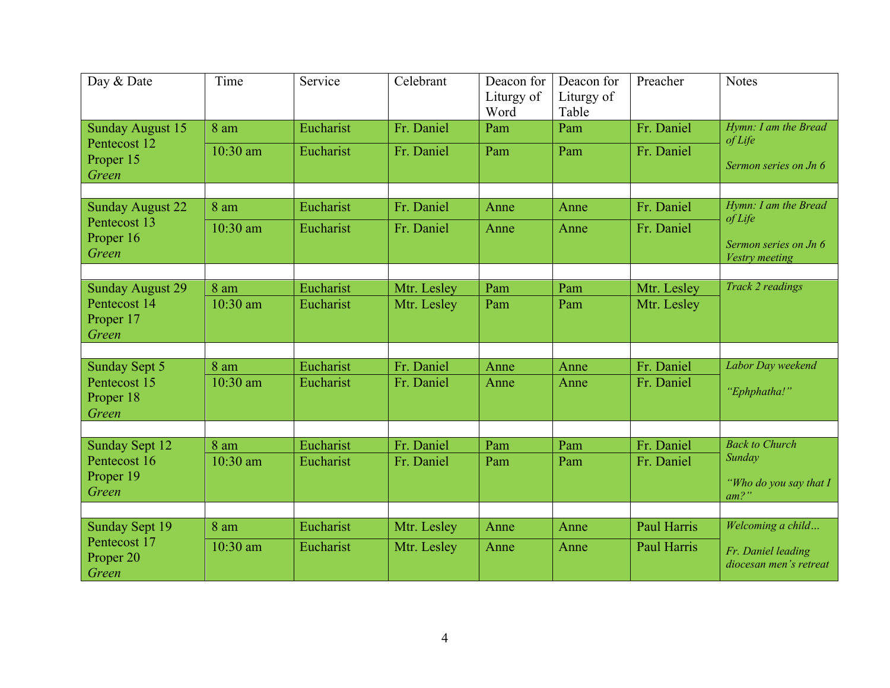| Day & Date | Time | Service | Celebrant | Deacon for Liturgy of Word | Deacon for Liturgy of Table | Preacher | Notes |
|---|---|---|---|---|---|---|---|
| Sunday August 15<br>Pentecost 12<br>Proper 15<br>*Green* | 8 am | Eucharist | Fr. Daniel | Pam | Pam | Fr. Daniel | *Hymn: I am the Bread of Life*<br><br>*Sermon series on Jn 6* |
| | 10:30 am | Eucharist | Fr. Daniel | Pam | Pam | Fr. Daniel | |
| | | | | | | | |
| Sunday August 22<br>Pentecost 13<br>Proper 16<br>*Green* | 8 am | Eucharist | Fr. Daniel | Anne | Anne | Fr. Daniel | *Hymn: I am the Bread of Life*<br><br>*Sermon series on Jn 6*<br>*Vestry meeting* |
| | 10:30 am | Eucharist | Fr. Daniel | Anne | Anne | Fr. Daniel | |
| | | | | | | | |
| Sunday August 29<br>Pentecost 14<br>Proper 17<br>*Green* | 8 am | Eucharist | Mtr. Lesley | Pam | Pam | Mtr. Lesley | *Track 2 readings* |
| | 10:30 am | Eucharist | Mtr. Lesley | Pam | Pam | Mtr. Lesley | |
| | | | | | | | |
| Sunday Sept 5<br>Pentecost 15<br>Proper 18<br>*Green* | 8 am | Eucharist | Fr. Daniel | Anne | Anne | Fr. Daniel | *Labor Day weekend*<br><br>*"Ephphatha!"* |
| | 10:30 am | Eucharist | Fr. Daniel | Anne | Anne | Fr. Daniel | |
| | | | | | | | |
| Sunday Sept 12<br>Pentecost 16<br>Proper 19<br>*Green* | 8 am | Eucharist | Fr. Daniel | Pam | Pam | Fr. Daniel | *Back to Church Sunday*<br><br>*"Who do you say that I am?"* |
| | 10:30 am | Eucharist | Fr. Daniel | Pam | Pam | Fr. Daniel | |
| | | | | | | | |
| Sunday Sept 19<br>Pentecost 17<br>Proper 20<br>*Green* | 8 am | Eucharist | Mtr. Lesley | Anne | Anne | Paul Harris | *Welcoming a child…*<br><br>*Fr. Daniel leading diocesan men's retreat* |
| | 10:30 am | Eucharist | Mtr. Lesley | Anne | Anne | Paul Harris | |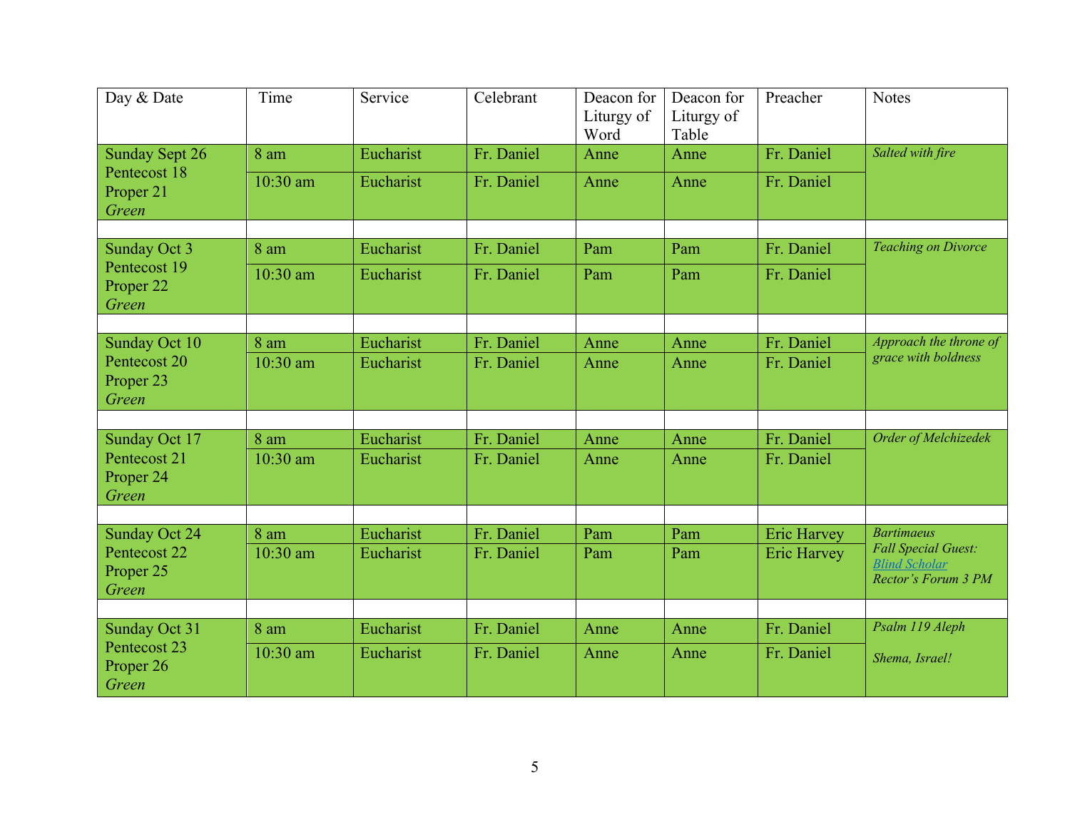| Day & Date | Time | Service | Celebrant | Deacon for Liturgy of Word | Deacon for Liturgy of Table | Preacher | Notes |
|---|---|---|---|---|---|---|---|
| Sunday Sept 26<br>Pentecost 18<br>Proper 21<br>*Green* | 8 am | Eucharist | Fr. Daniel | Anne | Anne | Fr. Daniel | *Salted with fire* |
| | 10:30 am | Eucharist | Fr. Daniel | Anne | Anne | Fr. Daniel | |
| | | | | | | | |
| Sunday Oct 3<br>Pentecost 19<br>Proper 22<br>*Green* | 8 am | Eucharist | Fr. Daniel | Pam | Pam | Fr. Daniel | *Teaching on Divorce* |
| | 10:30 am | Eucharist | Fr. Daniel | Pam | Pam | Fr. Daniel | |
| | | | | | | | |
| Sunday Oct 10<br>Pentecost 20<br>Proper 23<br>*Green* | 8 am | Eucharist | Fr. Daniel | Anne | Anne | Fr. Daniel | *Approach the throne of grace with boldness* |
| | 10:30 am | Eucharist | Fr. Daniel | Anne | Anne | Fr. Daniel | |
| | | | | | | | |
| Sunday Oct 17<br>Pentecost 21<br>Proper 24<br>*Green* | 8 am | Eucharist | Fr. Daniel | Anne | Anne | Fr. Daniel | *Order of Melchizedek* |
| | 10:30 am | Eucharist | Fr. Daniel | Anne | Anne | Fr. Daniel | |
| | | | | | | | |
| Sunday Oct 24<br>Pentecost 22<br>Proper 25<br>*Green* | 8 am | Eucharist | Fr. Daniel | Pam | Pam | Eric Harvey | *Bartimaeus*<br>*Fall Special Guest: Blind Scholar*<br>*Rector's Forum 3 PM* |
| | 10:30 am | Eucharist | Fr. Daniel | Pam | Pam | Eric Harvey | |
| | | | | | | | |
| Sunday Oct 31<br>Pentecost 23<br>Proper 26<br>*Green* | 8 am | Eucharist | Fr. Daniel | Anne | Anne | Fr. Daniel | *Psalm 119 Aleph*<br><br>*Shema, Israel!* |
| | 10:30 am | Eucharist | Fr. Daniel | Anne | Anne | Fr. Daniel | |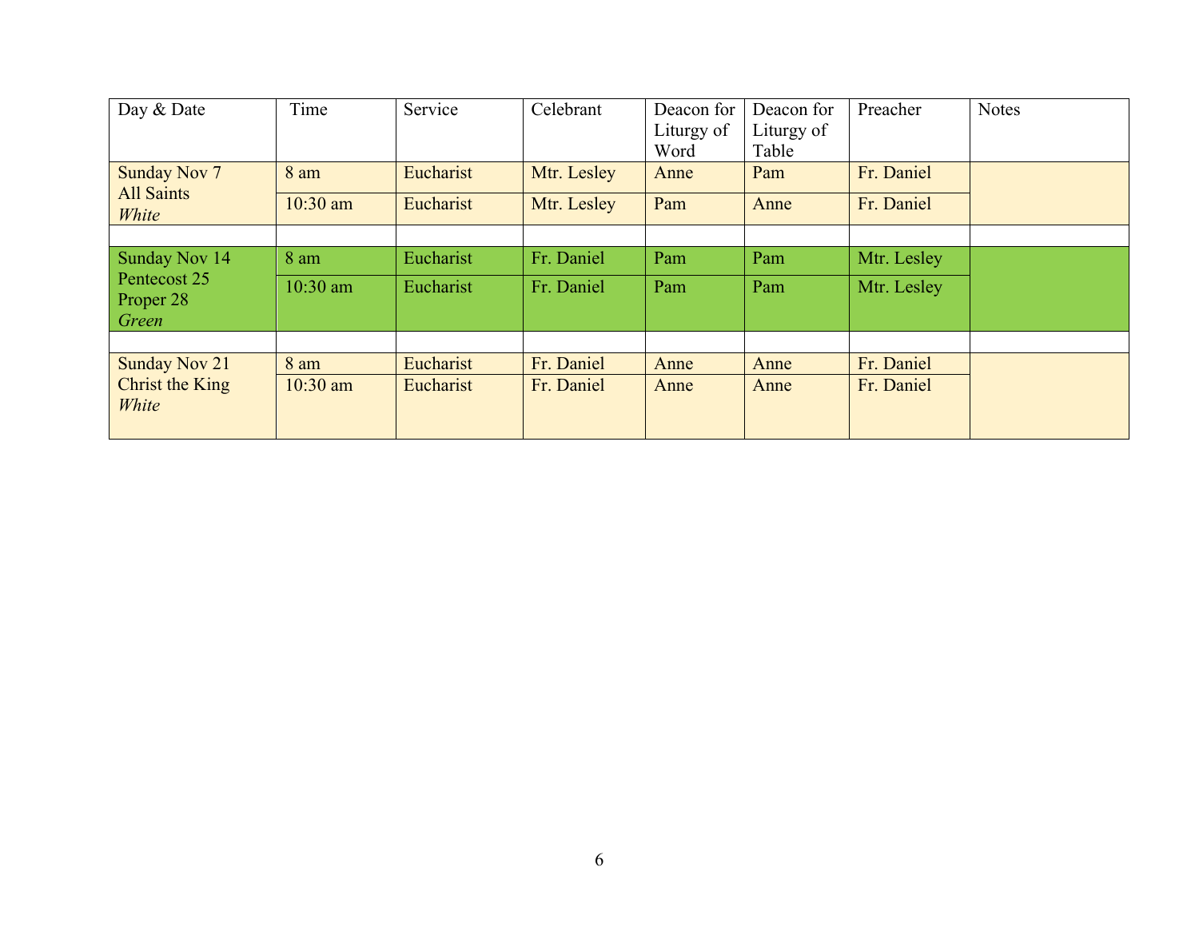| Day & Date | Time | Service | Celebrant | Deacon for Liturgy of Word | Deacon for Liturgy of Table | Preacher | Notes |
|---|---|---|---|---|---|---|---|
| Sunday Nov 7 All Saints *White* | 8 am | Eucharist | Mtr. Lesley | Anne | Pam | Fr. Daniel | |
| | 10:30 am | Eucharist | Mtr. Lesley | Pam | Anne | Fr. Daniel | |
| | | | | | | | |
| Sunday Nov 14 Pentecost 25 Proper 28 *Green* | 8 am | Eucharist | Fr. Daniel | Pam | Pam | Mtr. Lesley | |
| | 10:30 am | Eucharist | Fr. Daniel | Pam | Pam | Mtr. Lesley | |
| | | | | | | | |
| Sunday Nov 21 Christ the King *White* | 8 am | Eucharist | Fr. Daniel | Anne | Anne | Fr. Daniel | |
| | 10:30 am | Eucharist | Fr. Daniel | Anne | Anne | Fr. Daniel | |